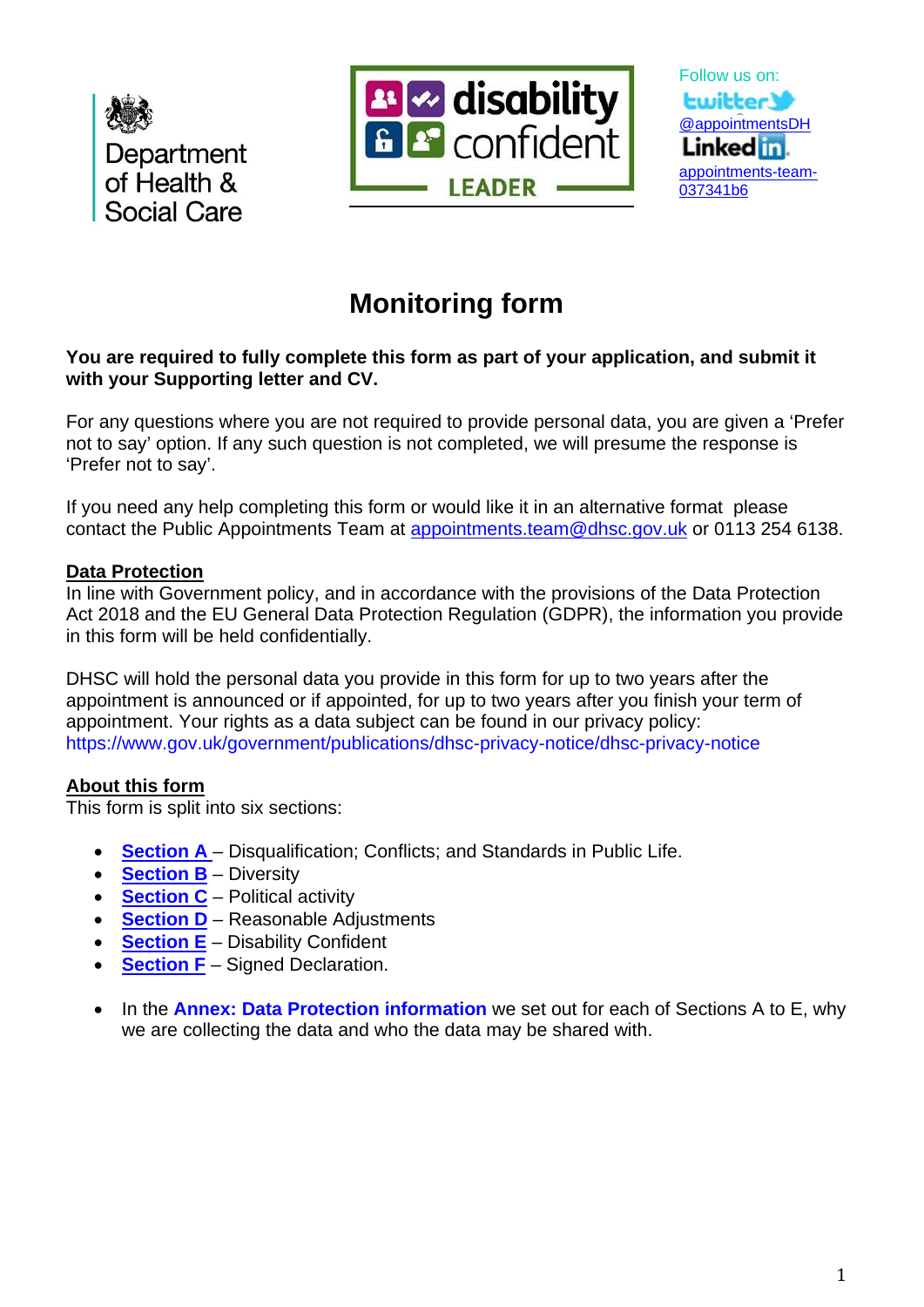Department of Health & Social Care

disability confident LEADER

Follow us on:

twitter
@appointmentsDH

LinkedIn
appointments-team-037341b6

# Monitoring form

**You are required to fully complete this form as part of your application, and submit it with your Supporting letter and CV.**

For any questions where you are not required to provide personal data, you are given a 'Prefer not to say' option. If any such question is not completed, we will presume the response is 'Prefer not to say'.

If you need any help completing this form or would like it in an alternative format please contact the Public Appointments Team at appointments.team@dhsc.gov.uk or 0113 254 6138.

**Data Protection**

In line with Government policy, and in accordance with the provisions of the Data Protection Act 2018 and the EU General Data Protection Regulation (GDPR), the information you provide in this form will be held confidentially.

DHSC will hold the personal data you provide in this form for up to two years after the appointment is announced or if appointed, for up to two years after you finish your term of appointment. Your rights as a data subject can be found in our privacy policy: https://www.gov.uk/government/publications/dhsc-privacy-notice/dhsc-privacy-notice

**About this form**

This form is split into six sections:

- **Section A** – Disqualification; Conflicts; and Standards in Public Life.
- **Section B** – Diversity
- **Section C** – Political activity
- **Section D** – Reasonable Adjustments
- **Section E** – Disability Confident
- **Section F** – Signed Declaration.

- In the **Annex: Data Protection information** we set out for each of Sections A to E, why we are collecting the data and who the data may be shared with.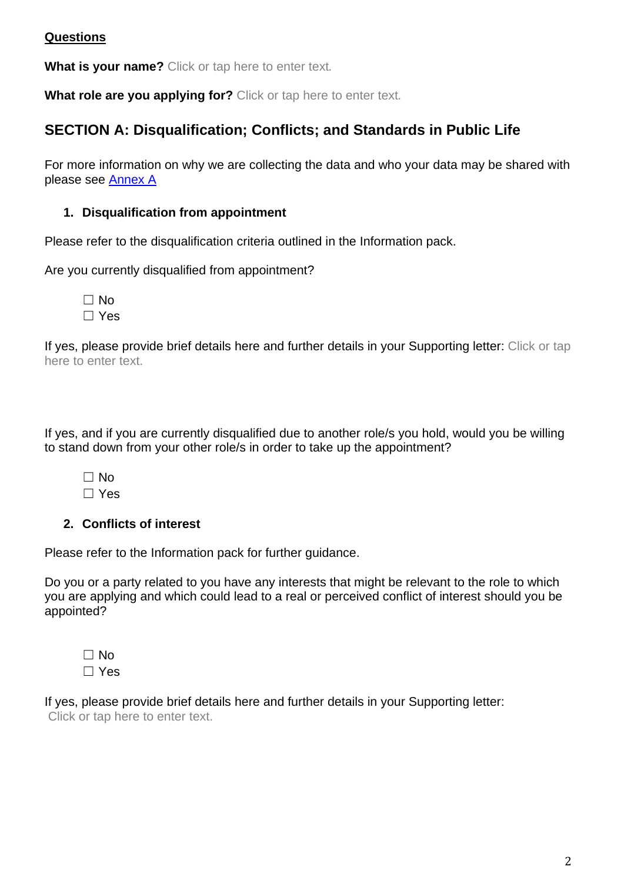**Questions**

**What is your name?** Click or tap here to enter text.

**What role are you applying for?** Click or tap here to enter text.

## SECTION A: Disqualification; Conflicts; and Standards in Public Life

For more information on why we are collecting the data and who your data may be shared with please see [Annex A]

### 1. Disqualification from appointment

Please refer to the disqualification criteria outlined in the Information pack.

Are you currently disqualified from appointment?

☐ No
☐ Yes

If yes, please provide brief details here and further details in your Supporting letter: Click or tap here to enter text.

If yes, and if you are currently disqualified due to another role/s you hold, would you be willing to stand down from your other role/s in order to take up the appointment?

☐ No
☐ Yes

### 2. Conflicts of interest

Please refer to the Information pack for further guidance.

Do you or a party related to you have any interests that might be relevant to the role to which you are applying and which could lead to a real or perceived conflict of interest should you be appointed?

☐ No
☐ Yes

If yes, please provide brief details here and further details in your Supporting letter: Click or tap here to enter text.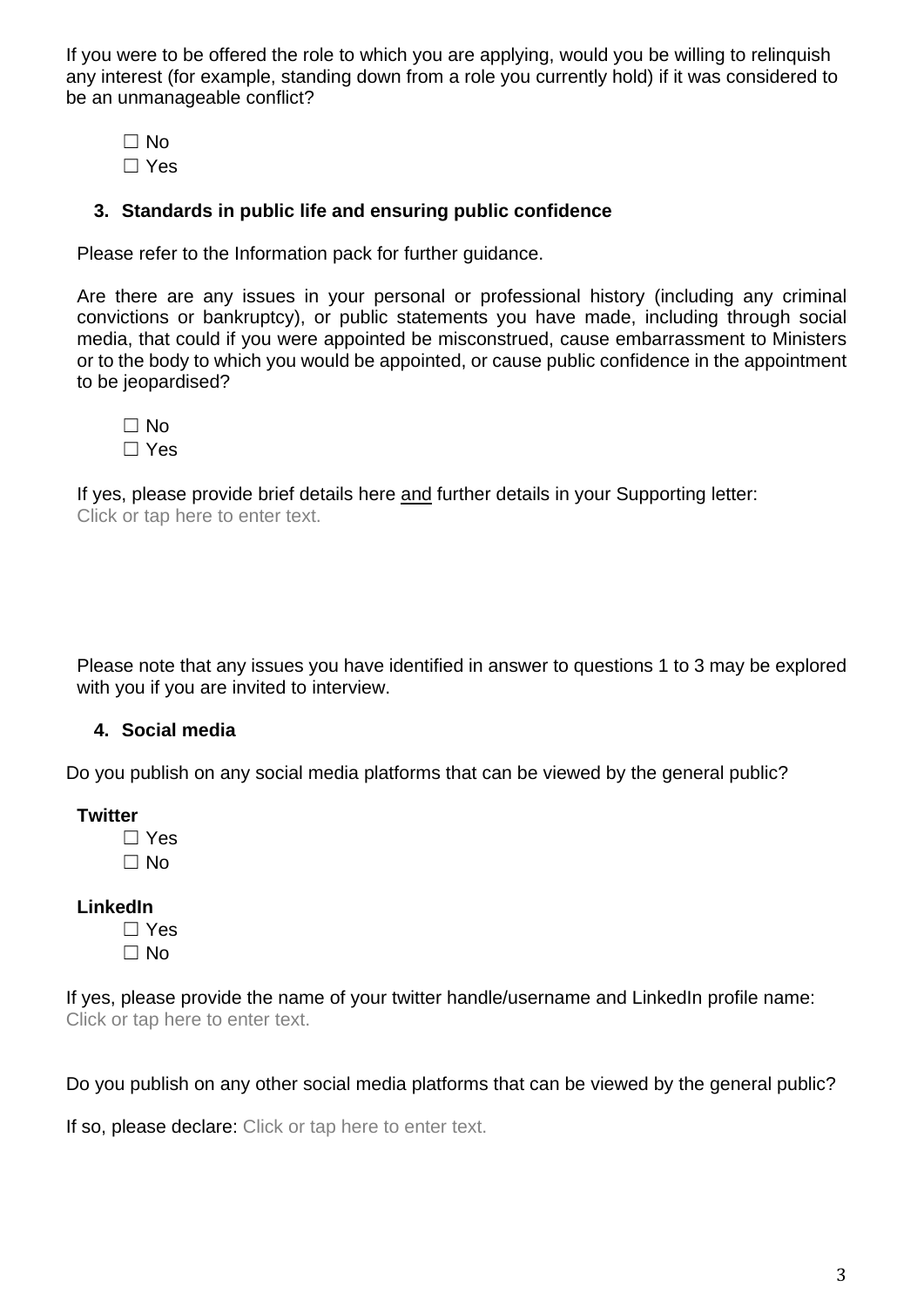If you were to be offered the role to which you are applying, would you be willing to relinquish any interest (for example, standing down from a role you currently hold) if it was considered to be an unmanageable conflict?

☐ No
☐ Yes

## 3. Standards in public life and ensuring public confidence

Please refer to the Information pack for further guidance.

Are there are any issues in your personal or professional history (including any criminal convictions or bankruptcy), or public statements you have made, including through social media, that could if you were appointed be misconstrued, cause embarrassment to Ministers or to the body to which you would be appointed, or cause public confidence in the appointment to be jeopardised?

☐ No
☐ Yes

If yes, please provide brief details here <u>and</u> further details in your Supporting letter:
Click or tap here to enter text.

Please note that any issues you have identified in answer to questions 1 to 3 may be explored with you if you are invited to interview.

## 4. Social media

Do you publish on any social media platforms that can be viewed by the general public?

**Twitter**
☐ Yes
☐ No

**LinkedIn**
☐ Yes
☐ No

If yes, please provide the name of your twitter handle/username and LinkedIn profile name:
Click or tap here to enter text.

Do you publish on any other social media platforms that can be viewed by the general public?

If so, please declare: Click or tap here to enter text.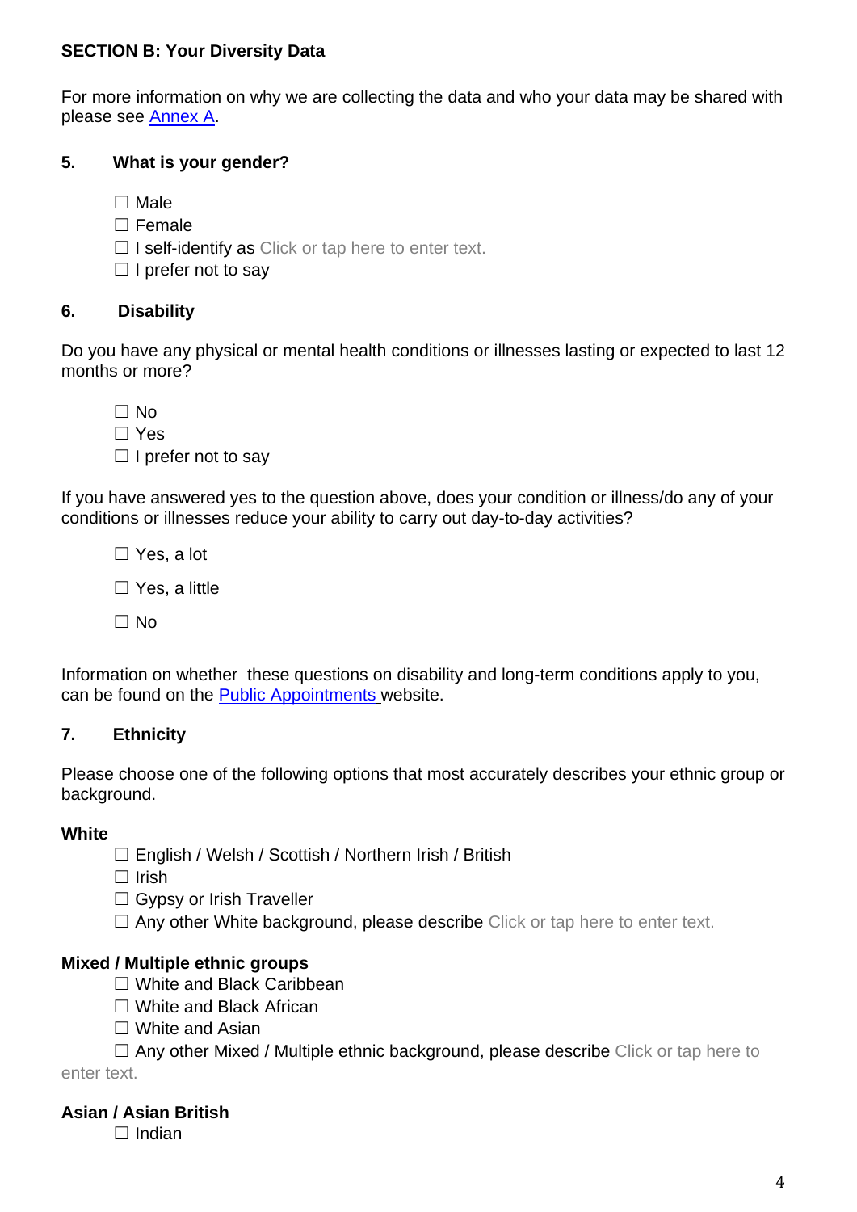**SECTION B: Your Diversity Data**

For more information on why we are collecting the data and who your data may be shared with please see Annex A.

**5. What is your gender?**

☐ Male
☐ Female
☐ I self-identify as Click or tap here to enter text.
☐ I prefer not to say

**6. Disability**

Do you have any physical or mental health conditions or illnesses lasting or expected to last 12 months or more?

☐ No
☐ Yes
☐ I prefer not to say

If you have answered yes to the question above, does your condition or illness/do any of your conditions or illnesses reduce your ability to carry out day-to-day activities?

☐ Yes, a lot

☐ Yes, a little

☐ No

Information on whether these questions on disability and long-term conditions apply to you, can be found on the Public Appointments website.

**7. Ethnicity**

Please choose one of the following options that most accurately describes your ethnic group or background.

**White**

☐ English / Welsh / Scottish / Northern Irish / British
☐ Irish
☐ Gypsy or Irish Traveller
☐ Any other White background, please describe Click or tap here to enter text.

**Mixed / Multiple ethnic groups**

☐ White and Black Caribbean
☐ White and Black African
☐ White and Asian
☐ Any other Mixed / Multiple ethnic background, please describe Click or tap here to enter text.

**Asian / Asian British**

☐ Indian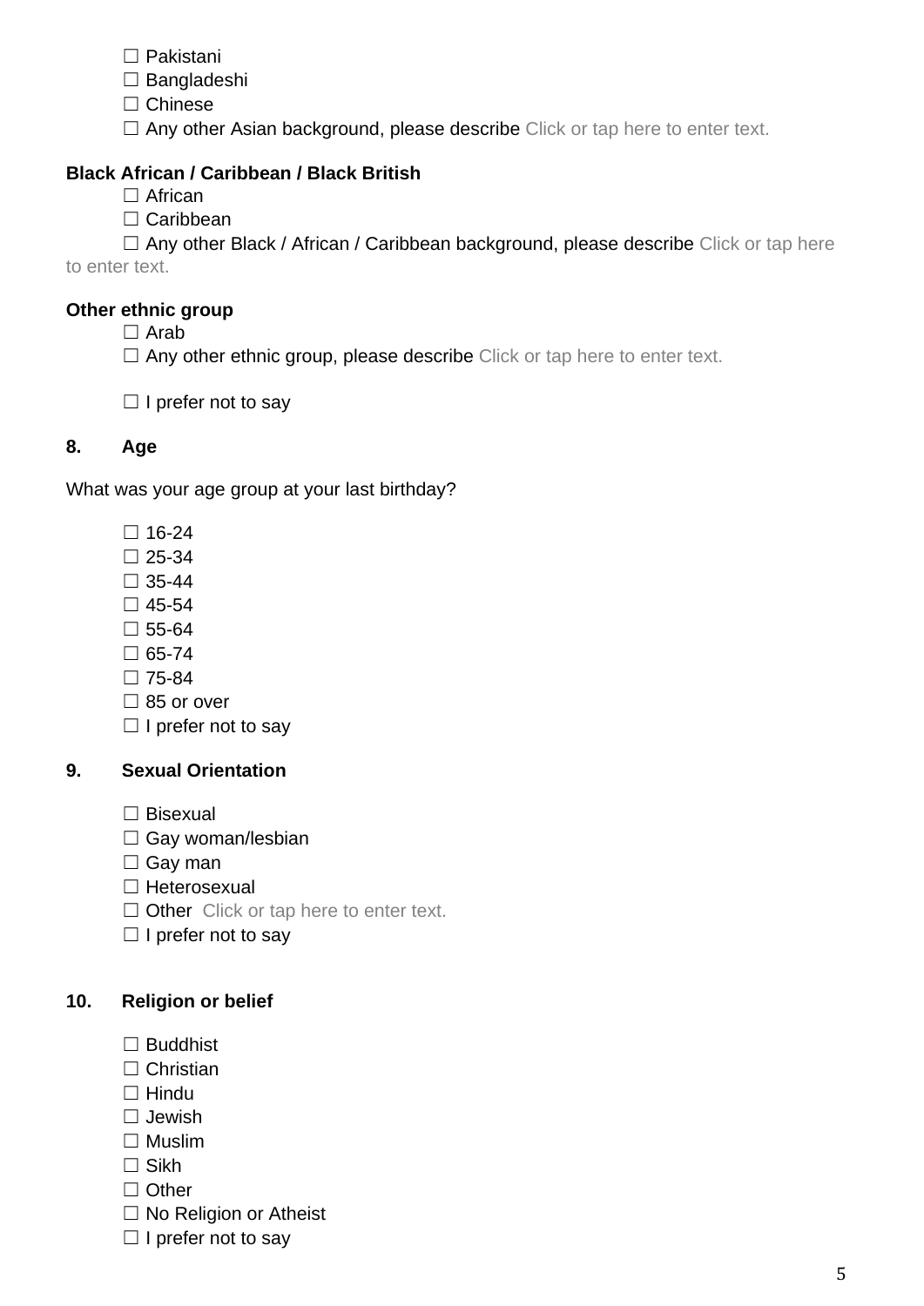☐ Pakistani
☐ Bangladeshi
☐ Chinese
☐ Any other Asian background, please describe Click or tap here to enter text.

**Black African / Caribbean / Black British**

☐ African
☐ Caribbean
☐ Any other Black / African / Caribbean background, please describe Click or tap here to enter text.

**Other ethnic group**

☐ Arab
☐ Any other ethnic group, please describe Click or tap here to enter text.

☐ I prefer not to say

**8. Age**

What was your age group at your last birthday?

☐ 16-24
☐ 25-34
☐ 35-44
☐ 45-54
☐ 55-64
☐ 65-74
☐ 75-84
☐ 85 or over
☐ I prefer not to say

**9. Sexual Orientation**

☐ Bisexual
☐ Gay woman/lesbian
☐ Gay man
☐ Heterosexual
☐ Other Click or tap here to enter text.
☐ I prefer not to say

**10. Religion or belief**

☐ Buddhist
☐ Christian
☐ Hindu
☐ Jewish
☐ Muslim
☐ Sikh
☐ Other
☐ No Religion or Atheist
☐ I prefer not to say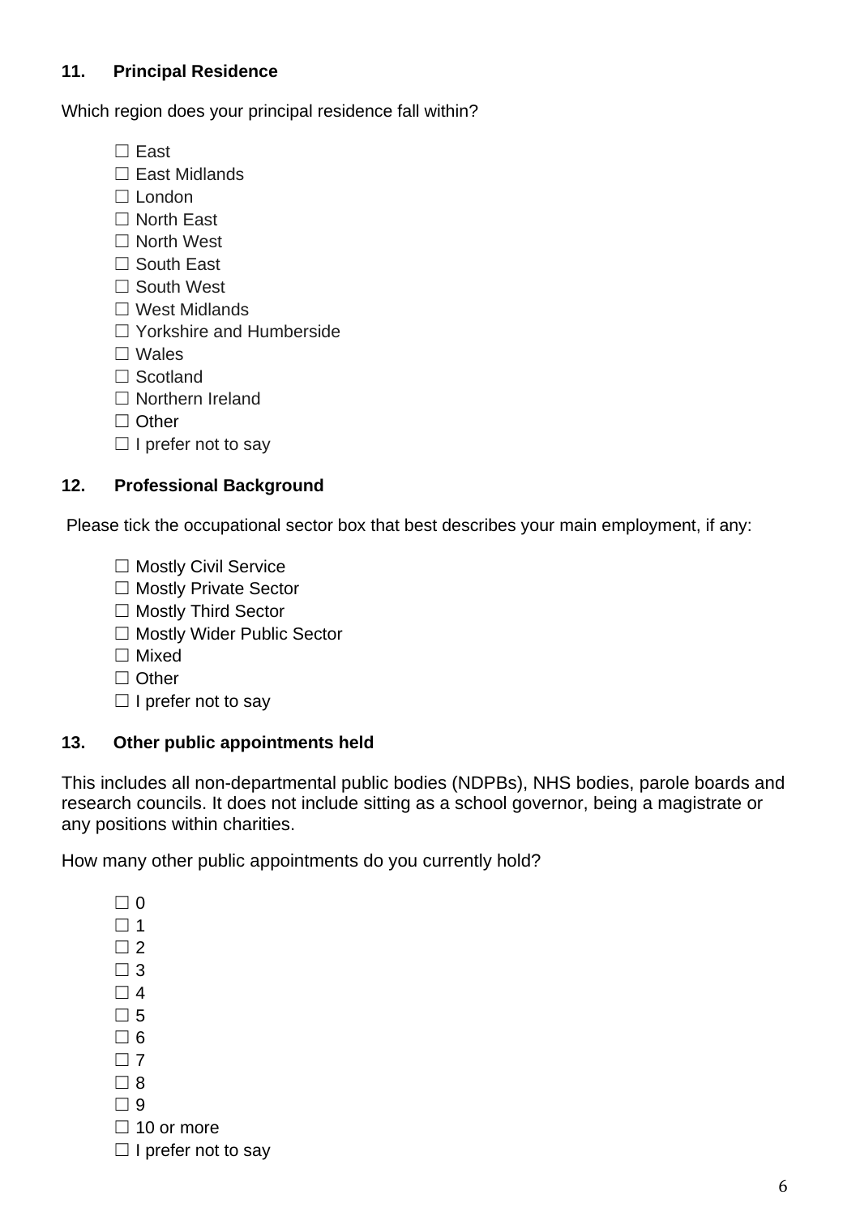**11. Principal Residence**

Which region does your principal residence fall within?

☐ East
☐ East Midlands
☐ London
☐ North East
☐ North West
☐ South East
☐ South West
☐ West Midlands
☐ Yorkshire and Humberside
☐ Wales
☐ Scotland
☐ Northern Ireland
☐ Other
☐ I prefer not to say

**12. Professional Background**

Please tick the occupational sector box that best describes your main employment, if any:

☐ Mostly Civil Service
☐ Mostly Private Sector
☐ Mostly Third Sector
☐ Mostly Wider Public Sector
☐ Mixed
☐ Other
☐ I prefer not to say

**13. Other public appointments held**

This includes all non-departmental public bodies (NDPBs), NHS bodies, parole boards and research councils. It does not include sitting as a school governor, being a magistrate or any positions within charities.

How many other public appointments do you currently hold?

☐ 0
☐ 1
☐ 2
☐ 3
☐ 4
☐ 5
☐ 6
☐ 7
☐ 8
☐ 9
☐ 10 or more
☐ I prefer not to say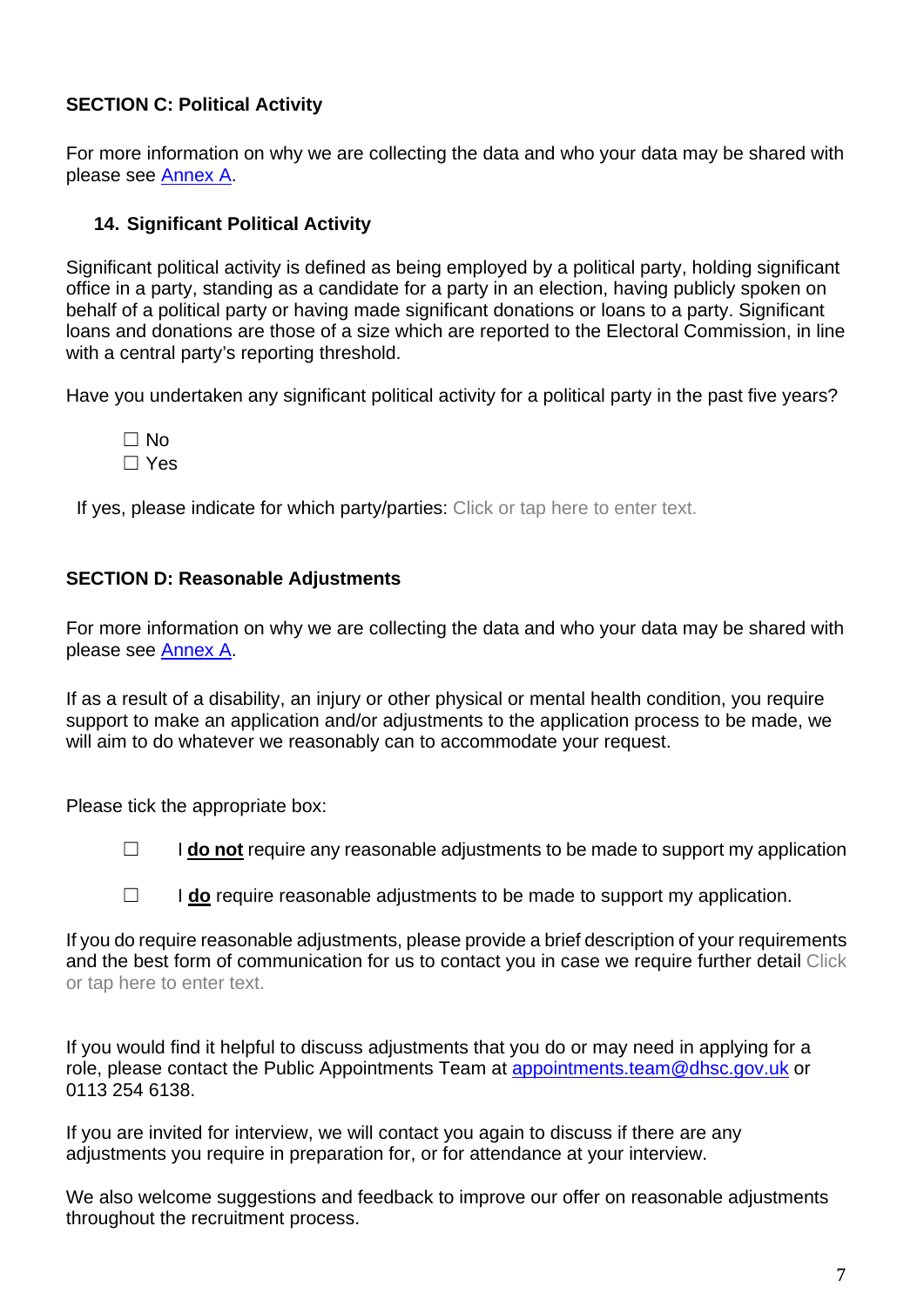**SECTION C: Political Activity**

For more information on why we are collecting the data and who your data may be shared with please see [Annex A](#).

**14. Significant Political Activity**

Significant political activity is defined as being employed by a political party, holding significant office in a party, standing as a candidate for a party in an election, having publicly spoken on behalf of a political party or having made significant donations or loans to a party. Significant loans and donations are those of a size which are reported to the Electoral Commission, in line with a central party's reporting threshold.

Have you undertaken any significant political activity for a political party in the past five years?

☐ No
☐ Yes

If yes, please indicate for which party/parties: Click or tap here to enter text.

**SECTION D: Reasonable Adjustments**

For more information on why we are collecting the data and who your data may be shared with please see [Annex A](#).

If as a result of a disability, an injury or other physical or mental health condition, you require support to make an application and/or adjustments to the application process to be made, we will aim to do whatever we reasonably can to accommodate your request.

Please tick the appropriate box:

☐ I **do not** require any reasonable adjustments to be made to support my application

☐ I **do** require reasonable adjustments to be made to support my application.

If you do require reasonable adjustments, please provide a brief description of your requirements and the best form of communication for us to contact you in case we require further detail Click or tap here to enter text.

If you would find it helpful to discuss adjustments that you do or may need in applying for a role, please contact the Public Appointments Team at appointments.team@dhsc.gov.uk or 0113 254 6138.

If you are invited for interview, we will contact you again to discuss if there are any adjustments you require in preparation for, or for attendance at your interview.

We also welcome suggestions and feedback to improve our offer on reasonable adjustments throughout the recruitment process.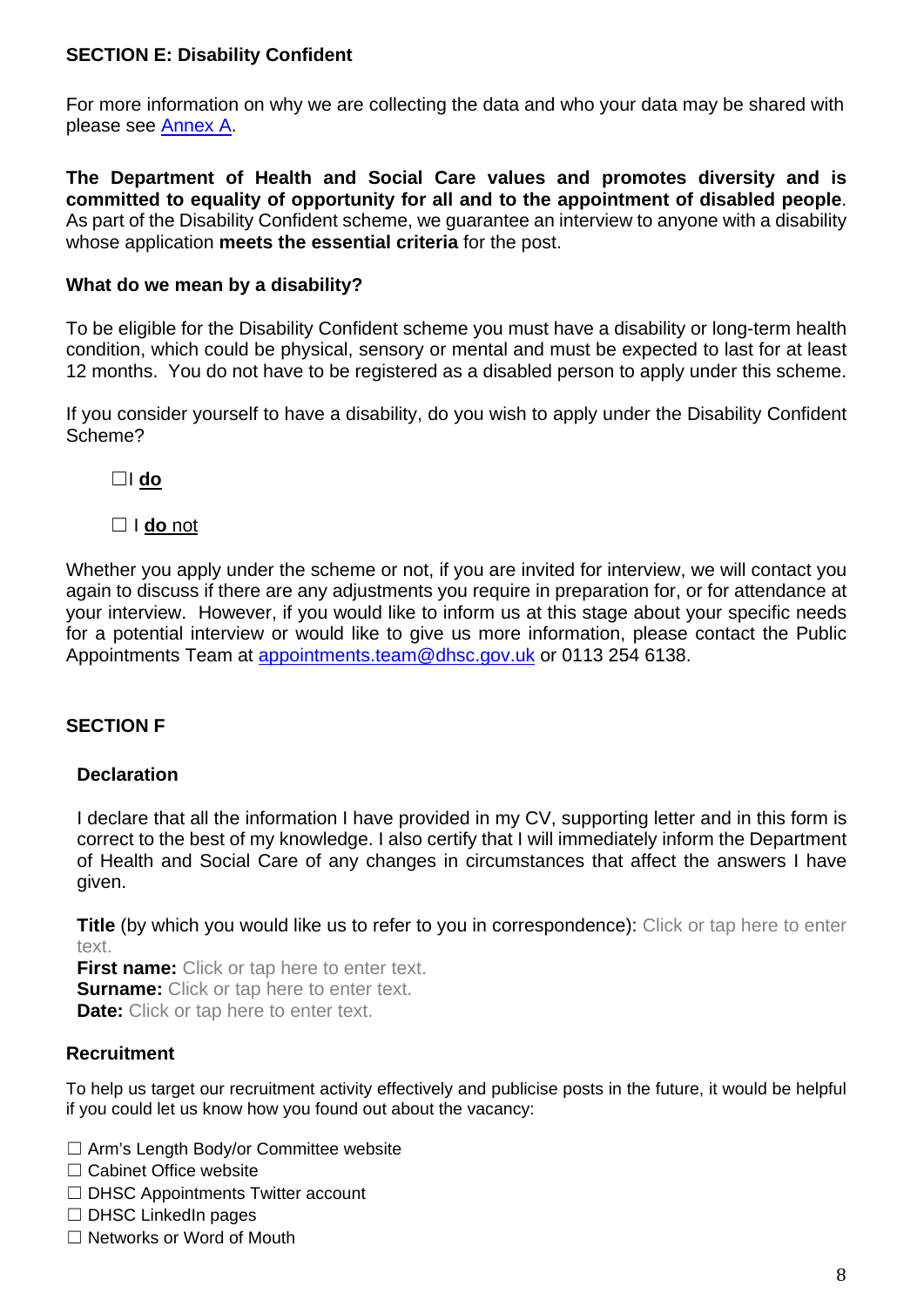**SECTION E: Disability Confident**

For more information on why we are collecting the data and who your data may be shared with please see [Annex A](#).

**The Department of Health and Social Care values and promotes diversity and is committed to equality of opportunity for all and to the appointment of disabled people**. As part of the Disability Confident scheme, we guarantee an interview to anyone with a disability whose application **meets the essential criteria** for the post.

**What do we mean by a disability?**

To be eligible for the Disability Confident scheme you must have a disability or long-term health condition, which could be physical, sensory or mental and must be expected to last for at least 12 months. You do not have to be registered as a disabled person to apply under this scheme.

If you consider yourself to have a disability, do you wish to apply under the Disability Confident Scheme?

☐I **do**

☐ I **do** not

Whether you apply under the scheme or not, if you are invited for interview, we will contact you again to discuss if there are any adjustments you require in preparation for, or for attendance at your interview. However, if you would like to inform us at this stage about your specific needs for a potential interview or would like to give us more information, please contact the Public Appointments Team at appointments.team@dhsc.gov.uk or 0113 254 6138.

**SECTION F**

**Declaration**

I declare that all the information I have provided in my CV, supporting letter and in this form is correct to the best of my knowledge. I also certify that I will immediately inform the Department of Health and Social Care of any changes in circumstances that affect the answers I have given.

**Title** (by which you would like us to refer to you in correspondence): Click or tap here to enter text.
**First name:** Click or tap here to enter text.
**Surname:** Click or tap here to enter text.
**Date:** Click or tap here to enter text.

**Recruitment**

To help us target our recruitment activity effectively and publicise posts in the future, it would be helpful if you could let us know how you found out about the vacancy:

☐ Arm's Length Body/or Committee website
☐ Cabinet Office website
☐ DHSC Appointments Twitter account
☐ DHSC LinkedIn pages
☐ Networks or Word of Mouth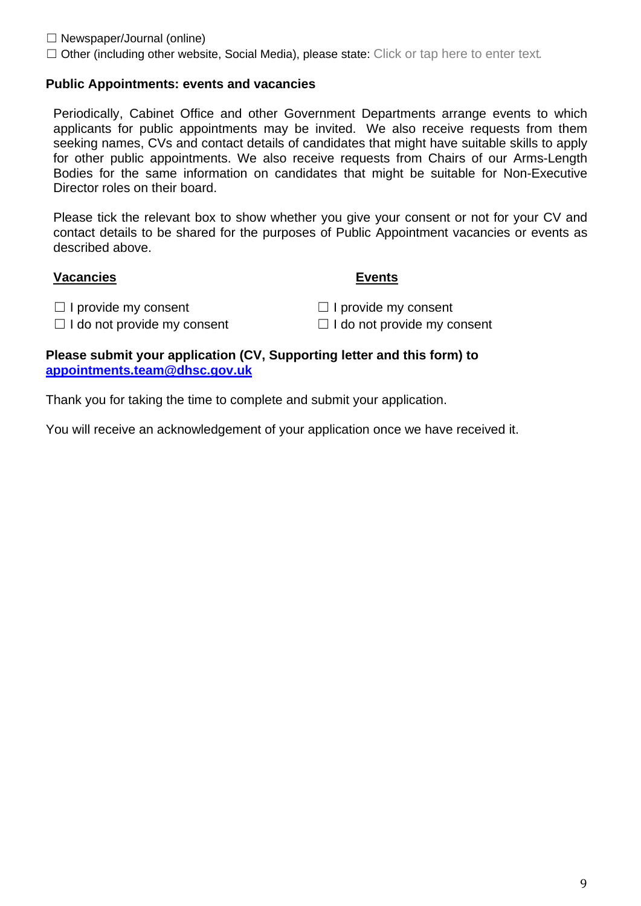☐ Newspaper/Journal (online)
☐ Other (including other website, Social Media), please state: Click or tap here to enter text.

**Public Appointments: events and vacancies**

Periodically, Cabinet Office and other Government Departments arrange events to which applicants for public appointments may be invited. We also receive requests from them seeking names, CVs and contact details of candidates that might have suitable skills to apply for other public appointments. We also receive requests from Chairs of our Arms-Length Bodies for the same information on candidates that might be suitable for Non-Executive Director roles on their board.

Please tick the relevant box to show whether you give your consent or not for your CV and contact details to be shared for the purposes of Public Appointment vacancies or events as described above.

**Vacancies**

☐ I provide my consent
☐ I do not provide my consent

**Events**

☐ I provide my consent
☐ I do not provide my consent

**Please submit your application (CV, Supporting letter and this form) to [appointments.team@dhsc.gov.uk](mailto:appointments.team@dhsc.gov.uk)**

Thank you for taking the time to complete and submit your application.

You will receive an acknowledgement of your application once we have received it.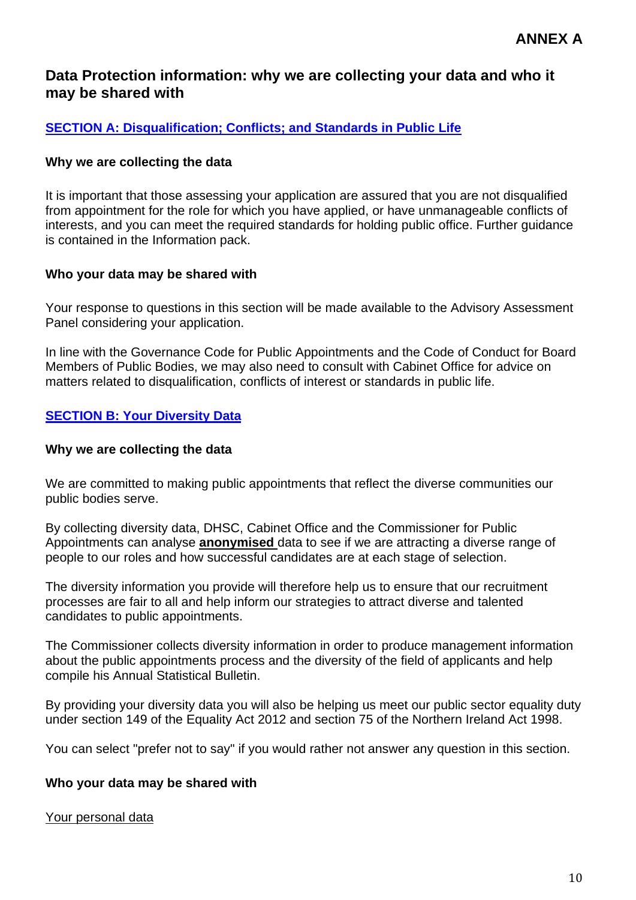**ANNEX A**

## Data Protection information: why we are collecting your data and who it may be shared with

### SECTION A: Disqualification; Conflicts; and Standards in Public Life

**Why we are collecting the data**

It is important that those assessing your application are assured that you are not disqualified from appointment for the role for which you have applied, or have unmanageable conflicts of interests, and you can meet the required standards for holding public office. Further guidance is contained in the Information pack.

**Who your data may be shared with**

Your response to questions in this section will be made available to the Advisory Assessment Panel considering your application.

In line with the Governance Code for Public Appointments and the Code of Conduct for Board Members of Public Bodies, we may also need to consult with Cabinet Office for advice on matters related to disqualification, conflicts of interest or standards in public life.

### SECTION B: Your Diversity Data

**Why we are collecting the data**

We are committed to making public appointments that reflect the diverse communities our public bodies serve.

By collecting diversity data, DHSC, Cabinet Office and the Commissioner for Public Appointments can analyse **anonymised** data to see if we are attracting a diverse range of people to our roles and how successful candidates are at each stage of selection.

The diversity information you provide will therefore help us to ensure that our recruitment processes are fair to all and help inform our strategies to attract diverse and talented candidates to public appointments.

The Commissioner collects diversity information in order to produce management information about the public appointments process and the diversity of the field of applicants and help compile his Annual Statistical Bulletin.

By providing your diversity data you will also be helping us meet our public sector equality duty under section 149 of the Equality Act 2012 and section 75 of the Northern Ireland Act 1998.

You can select "prefer not to say" if you would rather not answer any question in this section.

**Who your data may be shared with**

Your personal data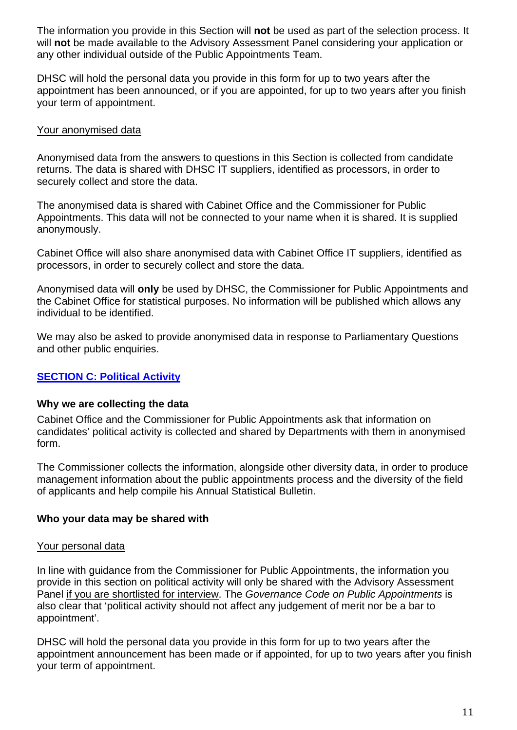The information you provide in this Section will **not** be used as part of the selection process. It will **not** be made available to the Advisory Assessment Panel considering your application or any other individual outside of the Public Appointments Team.

DHSC will hold the personal data you provide in this form for up to two years after the appointment has been announced, or if you are appointed, for up to two years after you finish your term of appointment.

<u>Your anonymised data</u>

Anonymised data from the answers to questions in this Section is collected from candidate returns. The data is shared with DHSC IT suppliers, identified as processors, in order to securely collect and store the data.

The anonymised data is shared with Cabinet Office and the Commissioner for Public Appointments. This data will not be connected to your name when it is shared. It is supplied anonymously.

Cabinet Office will also share anonymised data with Cabinet Office IT suppliers, identified as processors, in order to securely collect and store the data.

Anonymised data will **only** be used by DHSC, the Commissioner for Public Appointments and the Cabinet Office for statistical purposes. No information will be published which allows any individual to be identified.

We may also be asked to provide anonymised data in response to Parliamentary Questions and other public enquiries.

## SECTION C: Political Activity

### Why we are collecting the data

Cabinet Office and the Commissioner for Public Appointments ask that information on candidates' political activity is collected and shared by Departments with them in anonymised form.

The Commissioner collects the information, alongside other diversity data, in order to produce management information about the public appointments process and the diversity of the field of applicants and help compile his Annual Statistical Bulletin.

### Who your data may be shared with

<u>Your personal data</u>

In line with guidance from the Commissioner for Public Appointments, the information you provide in this section on political activity will only be shared with the Advisory Assessment Panel <u>if you are shortlisted for interview</u>. The *Governance Code on Public Appointments* is also clear that 'political activity should not affect any judgement of merit nor be a bar to appointment'.

DHSC will hold the personal data you provide in this form for up to two years after the appointment announcement has been made or if appointed, for up to two years after you finish your term of appointment.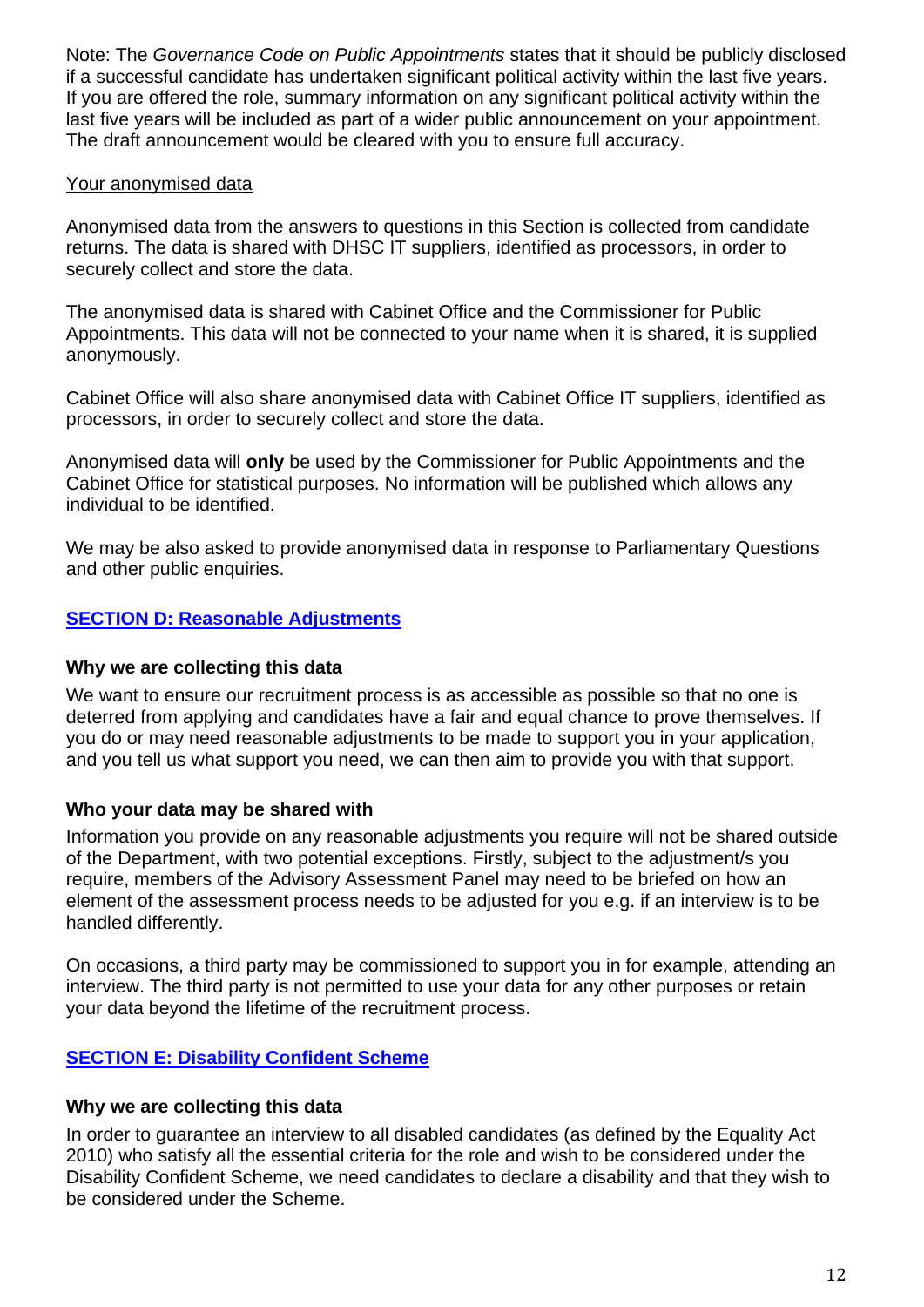Note: The *Governance Code on Public Appointments* states that it should be publicly disclosed if a successful candidate has undertaken significant political activity within the last five years. If you are offered the role, summary information on any significant political activity within the last five years will be included as part of a wider public announcement on your appointment. The draft announcement would be cleared with you to ensure full accuracy.

Your anonymised data

Anonymised data from the answers to questions in this Section is collected from candidate returns. The data is shared with DHSC IT suppliers, identified as processors, in order to securely collect and store the data.

The anonymised data is shared with Cabinet Office and the Commissioner for Public Appointments. This data will not be connected to your name when it is shared, it is supplied anonymously.

Cabinet Office will also share anonymised data with Cabinet Office IT suppliers, identified as processors, in order to securely collect and store the data.

Anonymised data will **only** be used by the Commissioner for Public Appointments and the Cabinet Office for statistical purposes. No information will be published which allows any individual to be identified.

We may be also asked to provide anonymised data in response to Parliamentary Questions and other public enquiries.

## SECTION D: Reasonable Adjustments

**Why we are collecting this data**

We want to ensure our recruitment process is as accessible as possible so that no one is deterred from applying and candidates have a fair and equal chance to prove themselves. If you do or may need reasonable adjustments to be made to support you in your application, and you tell us what support you need, we can then aim to provide you with that support.

**Who your data may be shared with**

Information you provide on any reasonable adjustments you require will not be shared outside of the Department, with two potential exceptions. Firstly, subject to the adjustment/s you require, members of the Advisory Assessment Panel may need to be briefed on how an element of the assessment process needs to be adjusted for you e.g. if an interview is to be handled differently.

On occasions, a third party may be commissioned to support you in for example, attending an interview. The third party is not permitted to use your data for any other purposes or retain your data beyond the lifetime of the recruitment process.

## SECTION E: Disability Confident Scheme

**Why we are collecting this data**

In order to guarantee an interview to all disabled candidates (as defined by the Equality Act 2010) who satisfy all the essential criteria for the role and wish to be considered under the Disability Confident Scheme, we need candidates to declare a disability and that they wish to be considered under the Scheme.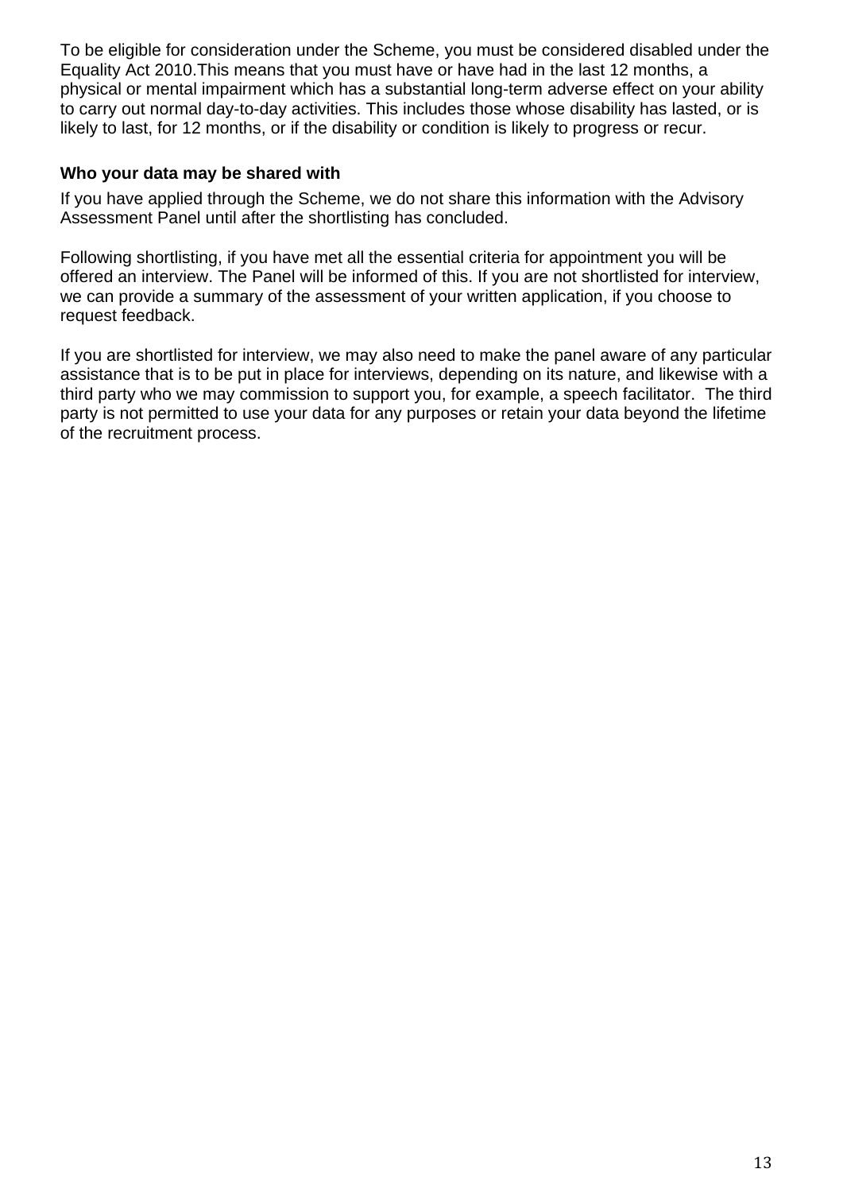To be eligible for consideration under the Scheme, you must be considered disabled under the Equality Act 2010.This means that you must have or have had in the last 12 months, a physical or mental impairment which has a substantial long-term adverse effect on your ability to carry out normal day-to-day activities. This includes those whose disability has lasted, or is likely to last, for 12 months, or if the disability or condition is likely to progress or recur.

**Who your data may be shared with**

If you have applied through the Scheme, we do not share this information with the Advisory Assessment Panel until after the shortlisting has concluded.

Following shortlisting, if you have met all the essential criteria for appointment you will be offered an interview. The Panel will be informed of this. If you are not shortlisted for interview, we can provide a summary of the assessment of your written application, if you choose to request feedback.

If you are shortlisted for interview, we may also need to make the panel aware of any particular assistance that is to be put in place for interviews, depending on its nature, and likewise with a third party who we may commission to support you, for example, a speech facilitator. The third party is not permitted to use your data for any purposes or retain your data beyond the lifetime of the recruitment process.